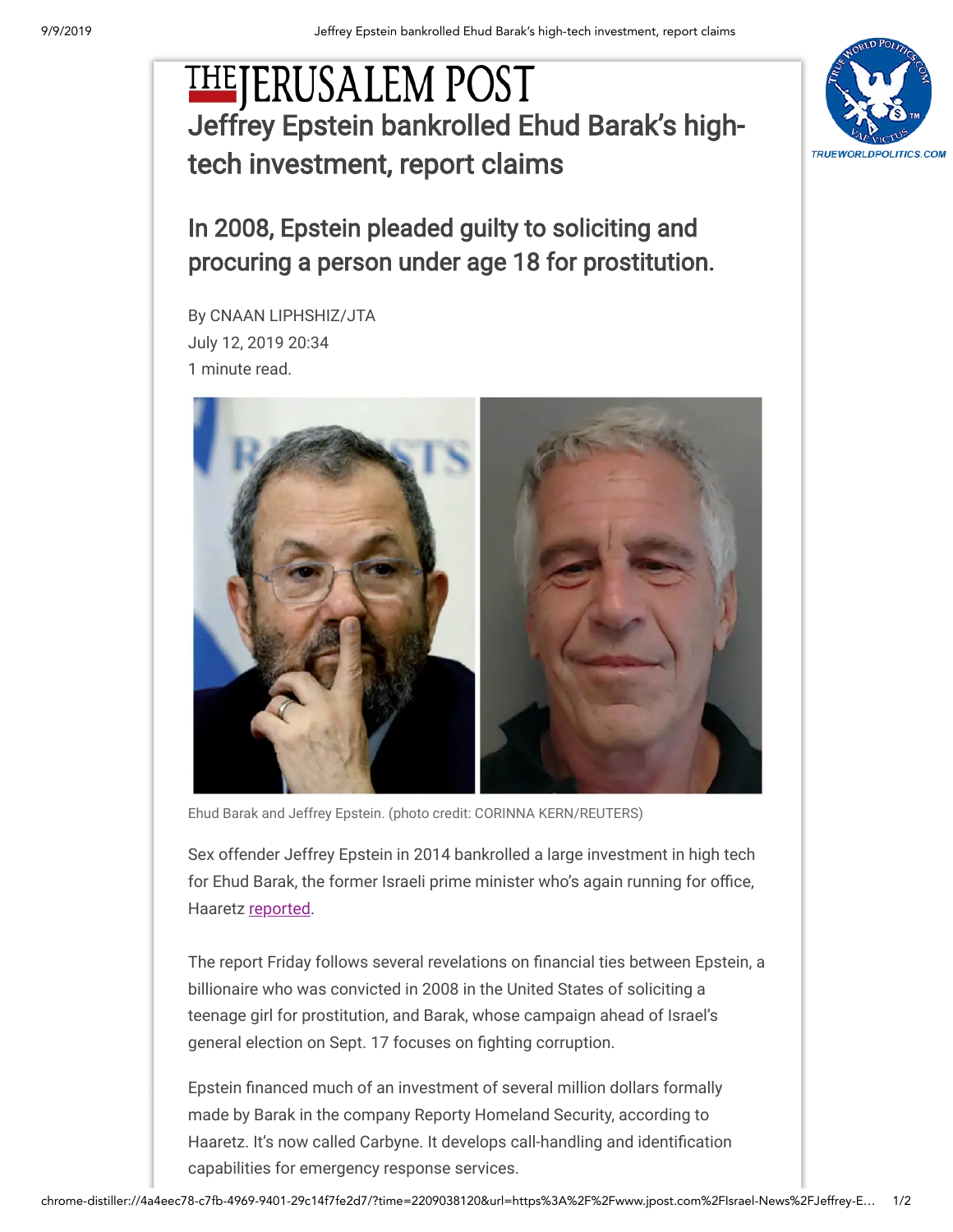# THE JERUSALEM POST

## Jeffrey Epstein bankrolled Ehud Barak's high-tech investment, report claims

### In 2008, Epstein pleaded guilty to soliciting and procuring a person under age 18 for prostitution.

By CNAAN LIPHSHIZ/JTA
July 12, 2019 20:34
1 minute read.

Ehud Barak and Jeffrey Epstein. (photo credit: CORINNA KERN/REUTERS)

Sex offender Jeffrey Epstein in 2014 bankrolled a large investment in high tech for Ehud Barak, the former Israeli prime minister who's again running for office, Haaretz reported.

The report Friday follows several revelations on financial ties between Epstein, a billionaire who was convicted in 2008 in the United States of soliciting a teenage girl for prostitution, and Barak, whose campaign ahead of Israel's general election on Sept. 17 focuses on fighting corruption.

Epstein financed much of an investment of several million dollars formally made by Barak in the company Reporty Homeland Security, according to Haaretz. It's now called Carbyne. It develops call-handling and identification capabilities for emergency response services.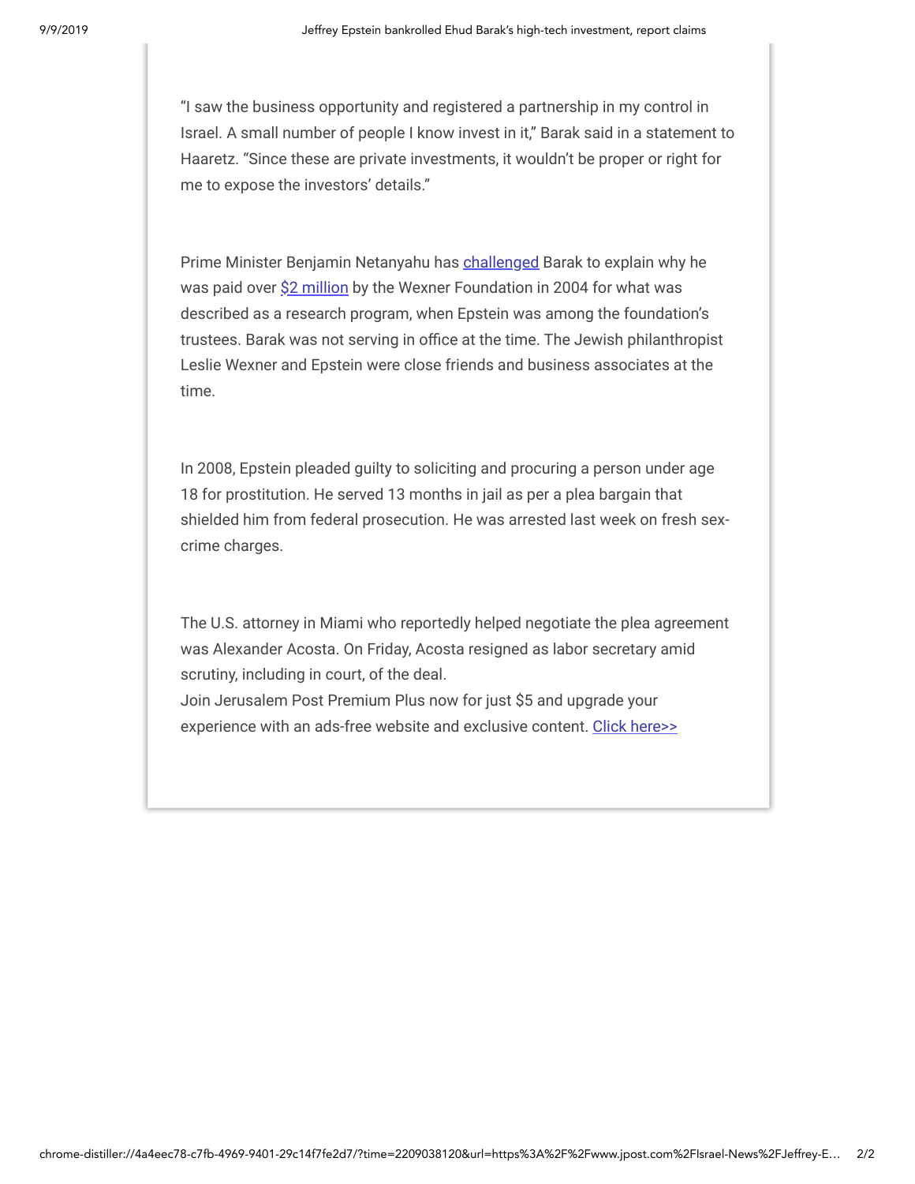"I saw the business opportunity and registered a partnership in my control in Israel. A small number of people I know invest in it," Barak said in a statement to Haaretz. "Since these are private investments, it wouldn't be proper or right for me to expose the investors' details."

Prime Minister Benjamin Netanyahu has challenged Barak to explain why he was paid over $2 million by the Wexner Foundation in 2004 for what was described as a research program, when Epstein was among the foundation's trustees. Barak was not serving in office at the time. The Jewish philanthropist Leslie Wexner and Epstein were close friends and business associates at the time.

In 2008, Epstein pleaded guilty to soliciting and procuring a person under age 18 for prostitution. He served 13 months in jail as per a plea bargain that shielded him from federal prosecution. He was arrested last week on fresh sex-crime charges.

The U.S. attorney in Miami who reportedly helped negotiate the plea agreement was Alexander Acosta. On Friday, Acosta resigned as labor secretary amid scrutiny, including in court, of the deal.
Join Jerusalem Post Premium Plus now for just $5 and upgrade your experience with an ads-free website and exclusive content. Click here>>